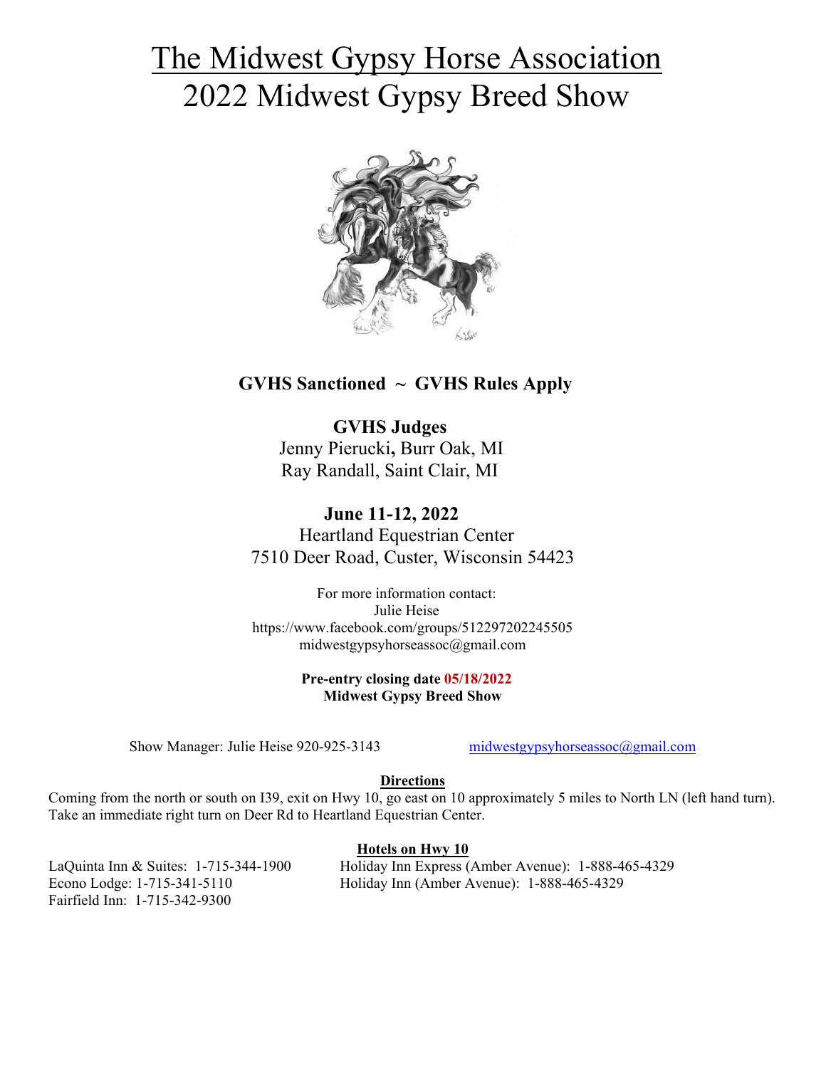# The Midwest Gypsy Horse Association
# 2022 Midwest Gypsy Breed Show

**GVHS Sanctioned ~ GVHS Rules Apply**

**GVHS Judges**
Jenny Pierucki**,** Burr Oak, MI
Ray Randall, Saint Clair, MI

**June 11-12, 2022**
Heartland Equestrian Center
7510 Deer Road, Custer, Wisconsin 54423

For more information contact:
Julie Heise
https://www.facebook.com/groups/512297202245505
midwestgypsyhorseassoc@gmail.com

**Pre-entry closing date 05/18/2022**
**Midwest Gypsy Breed Show**

Show Manager: Julie Heise 920-925-3143 midwestgypsyhorseassoc@gmail.com

**Directions**

Coming from the north or south on I39, exit on Hwy 10, go east on 10 approximately 5 miles to North LN (left hand turn). Take an immediate right turn on Deer Rd to Heartland Equestrian Center.

**Hotels on Hwy 10**

LaQuinta Inn & Suites: 1-715-344-1900
Econo Lodge: 1-715-341-5110
Fairfield Inn: 1-715-342-9300
Holiday Inn Express (Amber Avenue): 1-888-465-4329
Holiday Inn (Amber Avenue): 1-888-465-4329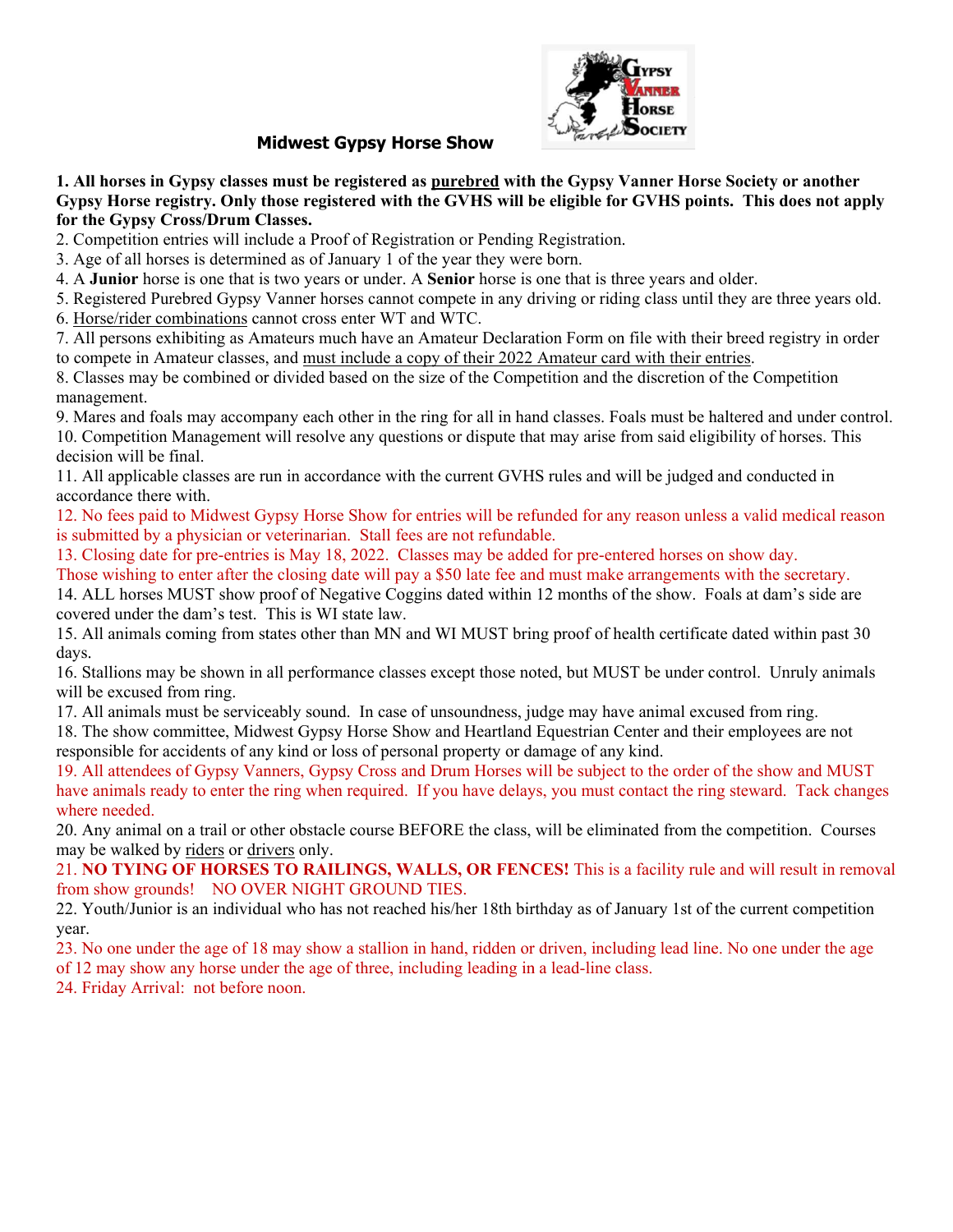## Midwest Gypsy Horse Show

**1. All horses in Gypsy classes must be registered as purebred with the Gypsy Vanner Horse Society or another Gypsy Horse registry. Only those registered with the GVHS will be eligible for GVHS points. This does not apply for the Gypsy Cross/Drum Classes.**

2. Competition entries will include a Proof of Registration or Pending Registration.

3. Age of all horses is determined as of January 1 of the year they were born.

4. A **Junior** horse is one that is two years or under. A **Senior** horse is one that is three years and older.

5. Registered Purebred Gypsy Vanner horses cannot compete in any driving or riding class until they are three years old.

6. Horse/rider combinations cannot cross enter WT and WTC.

7. All persons exhibiting as Amateurs much have an Amateur Declaration Form on file with their breed registry in order to compete in Amateur classes, and must include a copy of their 2022 Amateur card with their entries.

8. Classes may be combined or divided based on the size of the Competition and the discretion of the Competition management.

9. Mares and foals may accompany each other in the ring for all in hand classes. Foals must be haltered and under control.

10. Competition Management will resolve any questions or dispute that may arise from said eligibility of horses. This decision will be final.

11. All applicable classes are run in accordance with the current GVHS rules and will be judged and conducted in accordance there with.

12. No fees paid to Midwest Gypsy Horse Show for entries will be refunded for any reason unless a valid medical reason is submitted by a physician or veterinarian. Stall fees are not refundable.

13. Closing date for pre-entries is May 18, 2022. Classes may be added for pre-entered horses on show day. Those wishing to enter after the closing date will pay a $50 late fee and must make arrangements with the secretary.

14. ALL horses MUST show proof of Negative Coggins dated within 12 months of the show. Foals at dam's side are covered under the dam's test. This is WI state law.

15. All animals coming from states other than MN and WI MUST bring proof of health certificate dated within past 30 days.

16. Stallions may be shown in all performance classes except those noted, but MUST be under control. Unruly animals will be excused from ring.

17. All animals must be serviceably sound. In case of unsoundness, judge may have animal excused from ring.

18. The show committee, Midwest Gypsy Horse Show and Heartland Equestrian Center and their employees are not responsible for accidents of any kind or loss of personal property or damage of any kind.

19. All attendees of Gypsy Vanners, Gypsy Cross and Drum Horses will be subject to the order of the show and MUST have animals ready to enter the ring when required. If you have delays, you must contact the ring steward. Tack changes where needed.

20. Any animal on a trail or other obstacle course BEFORE the class, will be eliminated from the competition. Courses may be walked by riders or drivers only.

21. **NO TYING OF HORSES TO RAILINGS, WALLS, OR FENCES!** This is a facility rule and will result in removal from show grounds! NO OVER NIGHT GROUND TIES.

22. Youth/Junior is an individual who has not reached his/her 18th birthday as of January 1st of the current competition year.

23. No one under the age of 18 may show a stallion in hand, ridden or driven, including lead line. No one under the age of 12 may show any horse under the age of three, including leading in a lead-line class.

24. Friday Arrival: not before noon.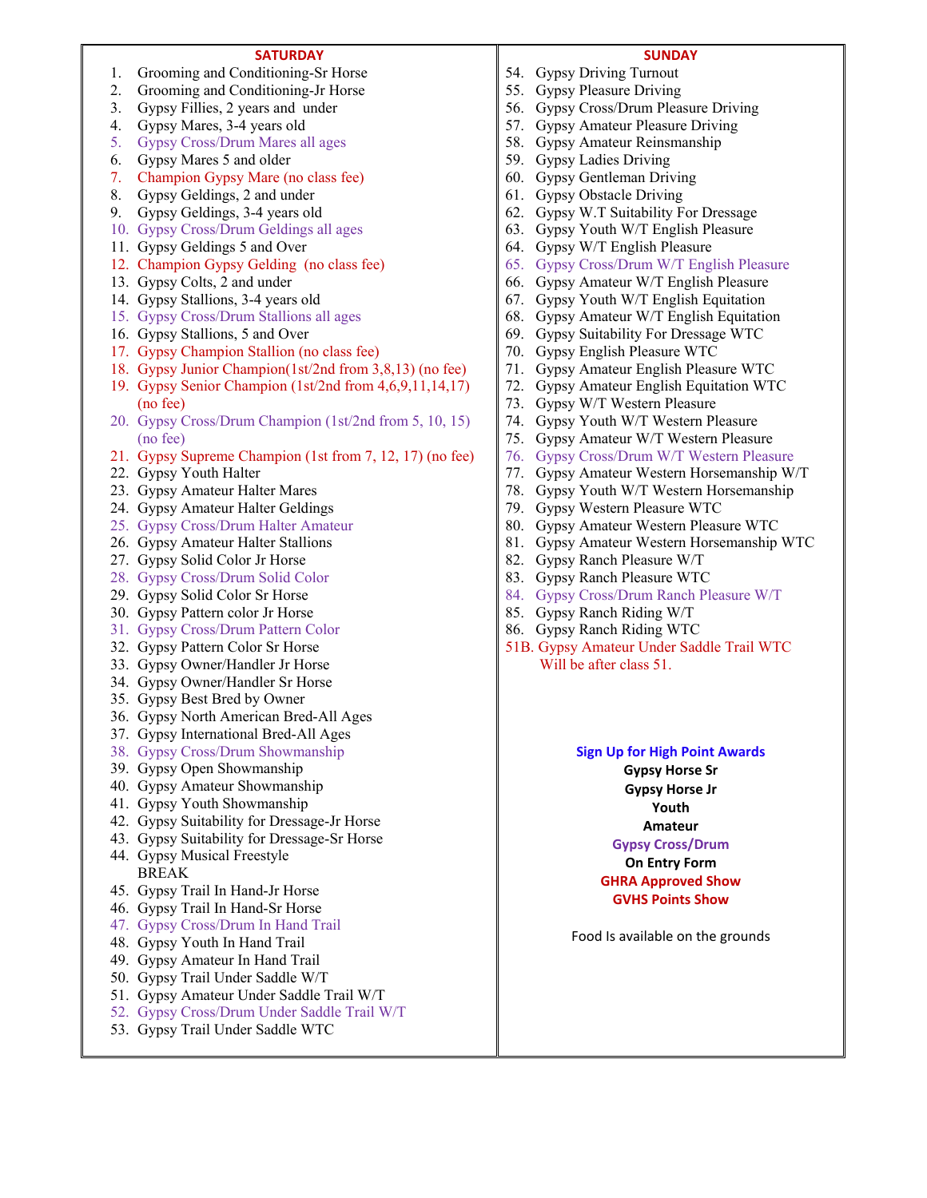## SATURDAY

1. Grooming and Conditioning-Sr Horse
2. Grooming and Conditioning-Jr Horse
3. Gypsy Fillies, 2 years and under
4. Gypsy Mares, 3-4 years old
5. Gypsy Cross/Drum Mares all ages
6. Gypsy Mares 5 and older
7. Champion Gypsy Mare (no class fee)
8. Gypsy Geldings, 2 and under
9. Gypsy Geldings, 3-4 years old
10. Gypsy Cross/Drum Geldings all ages
11. Gypsy Geldings 5 and Over
12. Champion Gypsy Gelding (no class fee)
13. Gypsy Colts, 2 and under
14. Gypsy Stallions, 3-4 years old
15. Gypsy Cross/Drum Stallions all ages
16. Gypsy Stallions, 5 and Over
17. Gypsy Champion Stallion (no class fee)
18. Gypsy Junior Champion(1st/2nd from 3,8,13) (no fee)
19. Gypsy Senior Champion (1st/2nd from 4,6,9,11,14,17) (no fee)
20. Gypsy Cross/Drum Champion (1st/2nd from 5, 10, 15) (no fee)
21. Gypsy Supreme Champion (1st from 7, 12, 17) (no fee)
22. Gypsy Youth Halter
23. Gypsy Amateur Halter Mares
24. Gypsy Amateur Halter Geldings
25. Gypsy Cross/Drum Halter Amateur
26. Gypsy Amateur Halter Stallions
27. Gypsy Solid Color Jr Horse
28. Gypsy Cross/Drum Solid Color
29. Gypsy Solid Color Sr Horse
30. Gypsy Pattern color Jr Horse
31. Gypsy Cross/Drum Pattern Color
32. Gypsy Pattern Color Sr Horse
33. Gypsy Owner/Handler Jr Horse
34. Gypsy Owner/Handler Sr Horse
35. Gypsy Best Bred by Owner
36. Gypsy North American Bred-All Ages
37. Gypsy International Bred-All Ages
38. Gypsy Cross/Drum Showmanship
39. Gypsy Open Showmanship
40. Gypsy Amateur Showmanship
41. Gypsy Youth Showmanship
42. Gypsy Suitability for Dressage-Jr Horse
43. Gypsy Suitability for Dressage-Sr Horse
44. Gypsy Musical Freestyle
    BREAK
45. Gypsy Trail In Hand-Jr Horse
46. Gypsy Trail In Hand-Sr Horse
47. Gypsy Cross/Drum In Hand Trail
48. Gypsy Youth In Hand Trail
49. Gypsy Amateur In Hand Trail
50. Gypsy Trail Under Saddle W/T
51. Gypsy Amateur Under Saddle Trail W/T
52. Gypsy Cross/Drum Under Saddle Trail W/T
53. Gypsy Trail Under Saddle WTC

## SUNDAY

54. Gypsy Driving Turnout
55. Gypsy Pleasure Driving
56. Gypsy Cross/Drum Pleasure Driving
57. Gypsy Amateur Pleasure Driving
58. Gypsy Amateur Reinsmanship
59. Gypsy Ladies Driving
60. Gypsy Gentleman Driving
61. Gypsy Obstacle Driving
62. Gypsy W.T Suitability For Dressage
63. Gypsy Youth W/T English Pleasure
64. Gypsy W/T English Pleasure
65. Gypsy Cross/Drum W/T English Pleasure
66. Gypsy Amateur W/T English Pleasure
67. Gypsy Youth W/T English Equitation
68. Gypsy Amateur W/T English Equitation
69. Gypsy Suitability For Dressage WTC
70. Gypsy English Pleasure WTC
71. Gypsy Amateur English Pleasure WTC
72. Gypsy Amateur English Equitation WTC
73. Gypsy W/T Western Pleasure
74. Gypsy Youth W/T Western Pleasure
75. Gypsy Amateur W/T Western Pleasure
76. Gypsy Cross/Drum W/T Western Pleasure
77. Gypsy Amateur Western Horsemanship W/T
78. Gypsy Youth W/T Western Horsemanship
79. Gypsy Western Pleasure WTC
80. Gypsy Amateur Western Pleasure WTC
81. Gypsy Amateur Western Horsemanship WTC
82. Gypsy Ranch Pleasure W/T
83. Gypsy Ranch Pleasure WTC
84. Gypsy Cross/Drum Ranch Pleasure W/T
85. Gypsy Ranch Riding W/T
86. Gypsy Ranch Riding WTC

51B. Gypsy Amateur Under Saddle Trail WTC
Will be after class 51.

**Sign Up for High Point Awards**
**Gypsy Horse Sr**
**Gypsy Horse Jr**
**Youth**
**Amateur**
**Gypsy Cross/Drum**
**On Entry Form**
**GHRA Approved Show**
**GVHS Points Show**

Food Is available on the grounds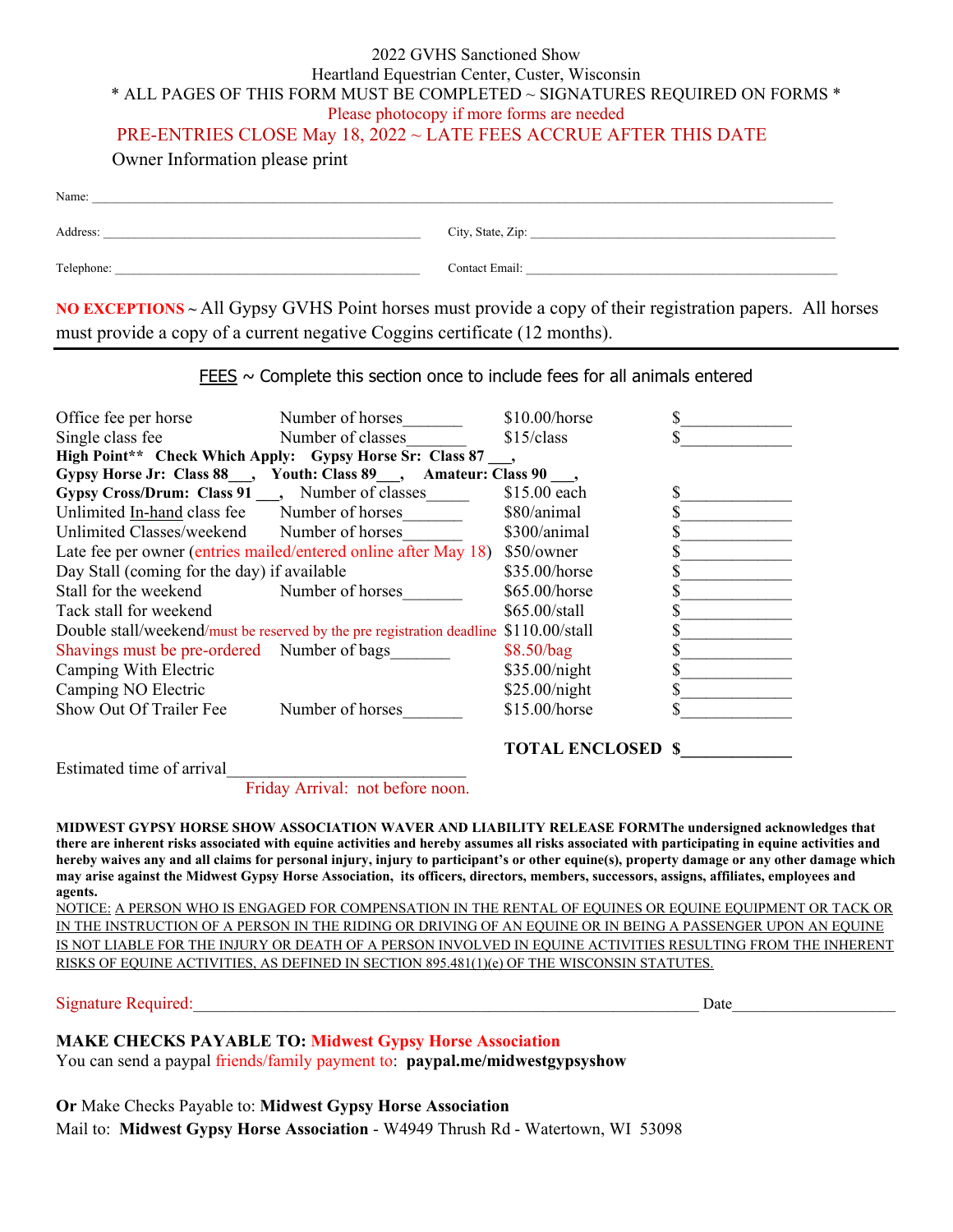2022 GVHS Sanctioned Show

Heartland Equestrian Center, Custer, Wisconsin

\* ALL PAGES OF THIS FORM MUST BE COMPLETED ~ SIGNATURES REQUIRED ON FORMS \*

Please photocopy if more forms are needed

PRE-ENTRIES CLOSE May 18, 2022 ~ LATE FEES ACCRUE AFTER THIS DATE

Owner Information please print

Name: ______________________________________________________________________________

Address: ________________________________________ City, State, Zip: ________________________________________

Telephone: ________________________________________ Contact Email: ________________________________________

**NO EXCEPTIONS** ~ All Gypsy GVHS Point horses must provide a copy of their registration papers. All horses must provide a copy of a current negative Coggins certificate (12 months).

---

FEES ~ Complete this section once to include fees for all animals entered

| | | | |
|---|---|---|---|
| Office fee per horse | Number of horses_______ | $10.00/horse | $____________ |
| Single class fee | Number of classes_______ | $15/class | $____________ |
| **High Point\*\* Check Which Apply: Gypsy Horse Sr: Class 87 ___, Gypsy Horse Jr: Class 88___, Youth: Class 89___, Amateur: Class 90 ___,** | | | |
| **Gypsy Cross/Drum: Class 91 ___,** | Number of classes_____ | $15.00 each | $____________ |
| Unlimited In-hand class fee | Number of horses_______ | $80/animal | $____________ |
| Unlimited Classes/weekend | Number of horses_______ | $300/animal | $____________ |
| Late fee per owner (entries mailed/entered online after May 18) | | $50/owner | $____________ |
| Day Stall (coming for the day) if available | | $35.00/horse | $____________ |
| Stall for the weekend | Number of horses_______ | $65.00/horse | $____________ |
| Tack stall for weekend | | $65.00/stall | $____________ |
| Double stall/weekend/must be reserved by the pre registration deadline | | $110.00/stall | $____________ |
| Shavings must be pre-ordered | Number of bags_______ | $8.50/bag | $____________ |
| Camping With Electric | | $35.00/night | $____________ |
| Camping NO Electric | | $25.00/night | $____________ |
| Show Out Of Trailer Fee | Number of horses_______ | $15.00/horse | $____________ |
| | | **TOTAL ENCLOSED** | **$____________** |

Estimated time of arrival____________________________

Friday Arrival: not before noon.

**MIDWEST GYPSY HORSE SHOW ASSOCIATION WAVER AND LIABILITY RELEASE FORMThe undersigned acknowledges that there are inherent risks associated with equine activities and hereby assumes all risks associated with participating in equine activities and hereby waives any and all claims for personal injury, injury to participant's or other equine(s), property damage or any other damage which may arise against the Midwest Gypsy Horse Association, its officers, directors, members, successors, assigns, affiliates, employees and agents.**

NOTICE: A PERSON WHO IS ENGAGED FOR COMPENSATION IN THE RENTAL OF EQUINES OR EQUINE EQUIPMENT OR TACK OR IN THE INSTRUCTION OF A PERSON IN THE RIDING OR DRIVING OF AN EQUINE OR IN BEING A PASSENGER UPON AN EQUINE IS NOT LIABLE FOR THE INJURY OR DEATH OF A PERSON INVOLVED IN EQUINE ACTIVITIES RESULTING FROM THE INHERENT RISKS OF EQUINE ACTIVITIES, AS DEFINED IN SECTION 895.481(1)(e) OF THE WISCONSIN STATUTES.

Signature Required:____________________________________________________________ Date____________________

**MAKE CHECKS PAYABLE TO: Midwest Gypsy Horse Association**

You can send a paypal friends/family payment to: **paypal.me/midwestgypsyshow**

**Or** Make Checks Payable to: **Midwest Gypsy Horse Association**

Mail to: **Midwest Gypsy Horse Association** - W4949 Thrush Rd - Watertown, WI 53098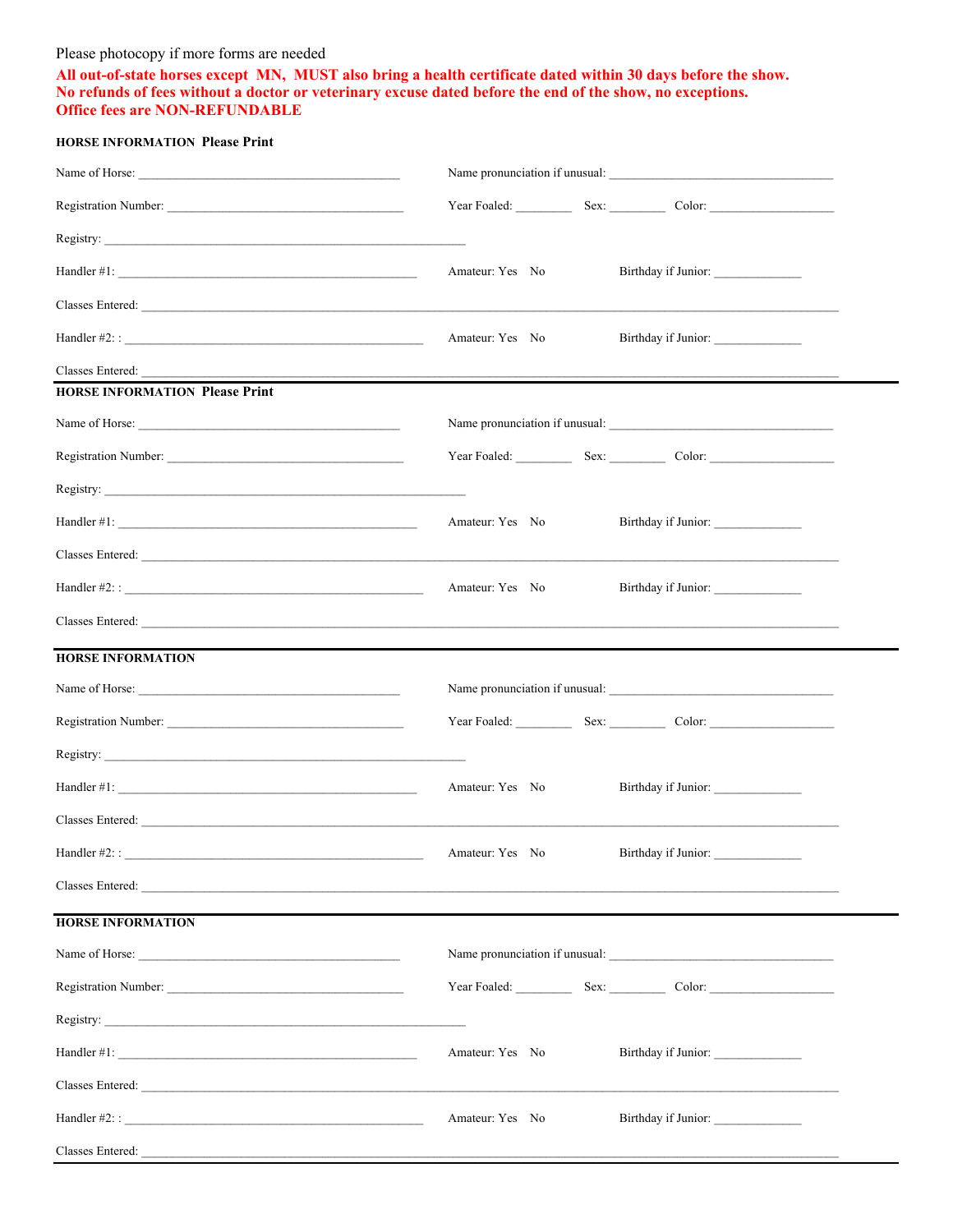Please photocopy if more forms are needed

**All out-of-state horses except MN, MUST also bring a health certificate dated within 30 days before the show.**
**No refunds of fees without a doctor or veterinary excuse dated before the end of the show, no exceptions.**
**Office fees are NON-REFUNDABLE**

**HORSE INFORMATION Please Print**

Name of Horse: ________________________________________ Name pronunciation if unusual: ___________________________________

Registration Number: ____________________________________ Year Foaled: ________ Sex: ________ Color: ___________________

Registry: ________________________________________________________

Handler #1: ______________________________________________ Amateur: Yes No Birthday if Junior: _____________

Classes Entered: ________________________________________________________________________________________________

Handler #2: : ______________________________________________ Amateur: Yes No Birthday if Junior: _____________

Classes Entered: ________________________________________________________________________________________________

---

**HORSE INFORMATION Please Print**

Name of Horse: ________________________________________ Name pronunciation if unusual: ___________________________________

Registration Number: ____________________________________ Year Foaled: ________ Sex: ________ Color: ___________________

Registry: ________________________________________________________

Handler #1: ______________________________________________ Amateur: Yes No Birthday if Junior: _____________

Classes Entered: ________________________________________________________________________________________________

Handler #2: : ______________________________________________ Amateur: Yes No Birthday if Junior: _____________

Classes Entered: ________________________________________________________________________________________________

---

**HORSE INFORMATION**

Name of Horse: ________________________________________ Name pronunciation if unusual: ___________________________________

Registration Number: ____________________________________ Year Foaled: ________ Sex: ________ Color: ___________________

Registry: ________________________________________________________

Handler #1: ______________________________________________ Amateur: Yes No Birthday if Junior: _____________

Classes Entered: ________________________________________________________________________________________________

Handler #2: : ______________________________________________ Amateur: Yes No Birthday if Junior: _____________

Classes Entered: ________________________________________________________________________________________________

---

**HORSE INFORMATION**

Name of Horse: ________________________________________ Name pronunciation if unusual: ___________________________________

Registration Number: ____________________________________ Year Foaled: ________ Sex: ________ Color: ___________________

Registry: ________________________________________________________

Handler #1: ______________________________________________ Amateur: Yes No Birthday if Junior: _____________

Classes Entered: ________________________________________________________________________________________________

Handler #2: : ______________________________________________ Amateur: Yes No Birthday if Junior: _____________

Classes Entered: ________________________________________________________________________________________________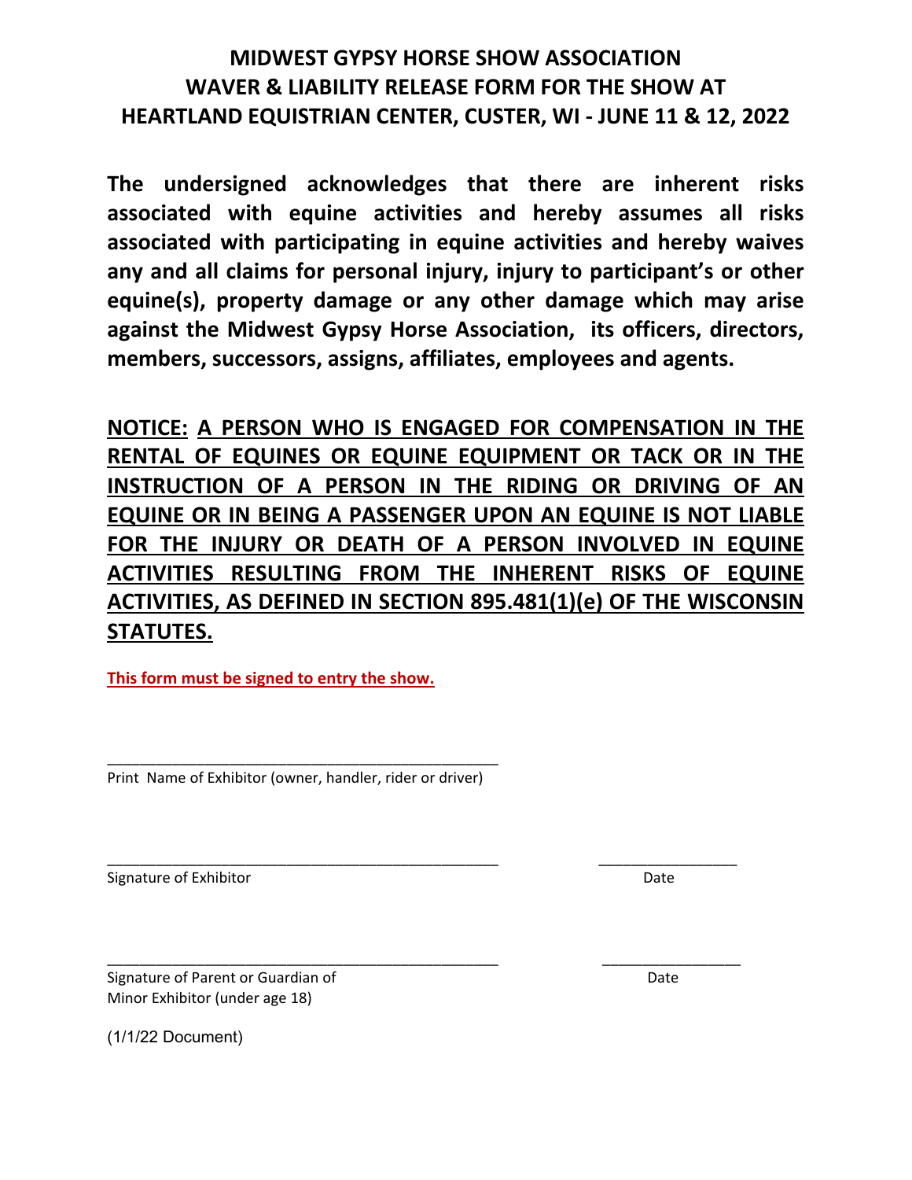# MIDWEST GYPSY HORSE SHOW ASSOCIATION
# WAVER & LIABILITY RELEASE FORM FOR THE SHOW AT
# HEARTLAND EQUISTRIAN CENTER, CUSTER, WI - JUNE 11 & 12, 2022

**The undersigned acknowledges that there are inherent risks associated with equine activities and hereby assumes all risks associated with participating in equine activities and hereby waives any and all claims for personal injury, injury to participant's or other equine(s), property damage or any other damage which may arise against the Midwest Gypsy Horse Association, its officers, directors, members, successors, assigns, affiliates, employees and agents.**

**NOTICE: A PERSON WHO IS ENGAGED FOR COMPENSATION IN THE RENTAL OF EQUINES OR EQUINE EQUIPMENT OR TACK OR IN THE INSTRUCTION OF A PERSON IN THE RIDING OR DRIVING OF AN EQUINE OR IN BEING A PASSENGER UPON AN EQUINE IS NOT LIABLE FOR THE INJURY OR DEATH OF A PERSON INVOLVED IN EQUINE ACTIVITIES RESULTING FROM THE INHERENT RISKS OF EQUINE ACTIVITIES, AS DEFINED IN SECTION 895.481(1)(e) OF THE WISCONSIN STATUTES.**

**This form must be signed to entry the show.**

\_\_\_\_\_\_\_\_\_\_\_\_\_\_\_\_\_\_\_\_\_\_\_\_\_\_\_\_\_\_\_\_\_\_\_\_\_\_\_\_\_\_\_\_\_\_
Print Name of Exhibitor (owner, handler, rider or driver)

\_\_\_\_\_\_\_\_\_\_\_\_\_\_\_\_\_\_\_\_\_\_\_\_\_\_\_\_\_\_\_\_\_\_\_\_\_\_\_\_\_\_\_\_\_\_ \_\_\_\_\_\_\_\_\_\_\_\_\_\_\_\_
Signature of Exhibitor Date

\_\_\_\_\_\_\_\_\_\_\_\_\_\_\_\_\_\_\_\_\_\_\_\_\_\_\_\_\_\_\_\_\_\_\_\_\_\_\_\_\_\_\_\_\_\_ \_\_\_\_\_\_\_\_\_\_\_\_\_\_\_\_
Signature of Parent or Guardian of Date
Minor Exhibitor (under age 18)

(1/1/22 Document)